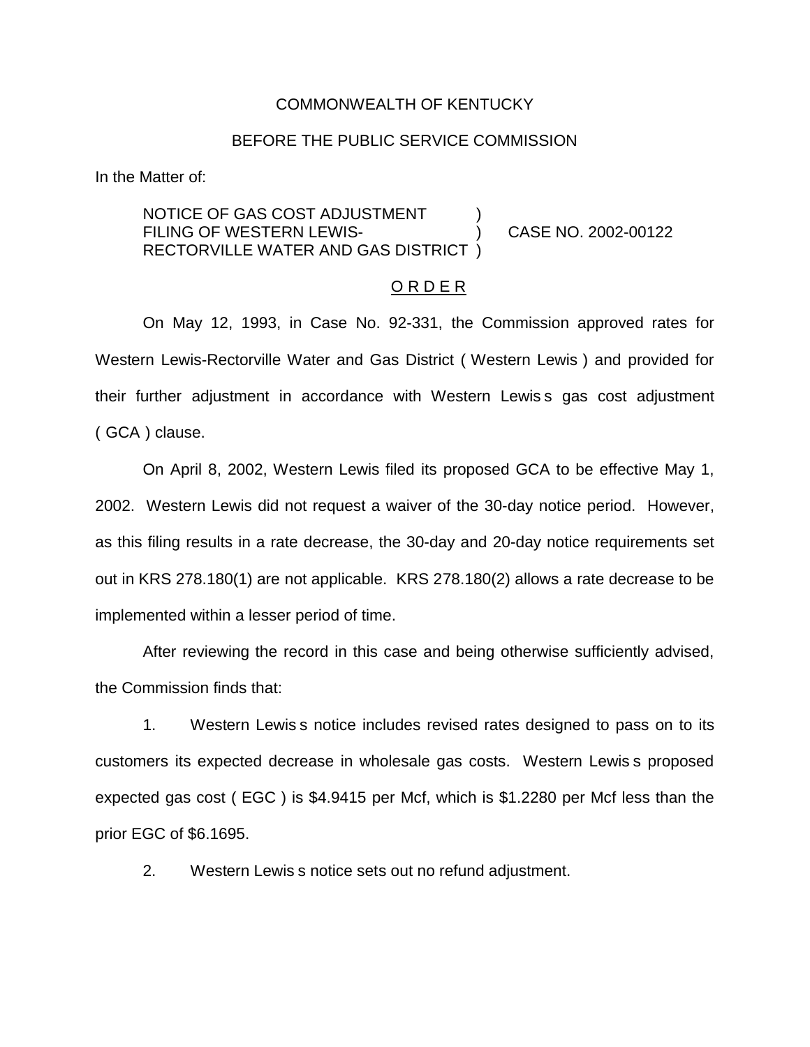COMMONWEALTH OF KENTUCKY

BEFORE THE PUBLIC SERVICE COMMISSION

In the Matter of:

NOTICE OF GAS COST ADJUSTMENT FILING OF WESTERN LEWIS-RECTORVILLE WATER AND GAS DISTRICT ) CASE NO. 2002-00122

<u>O R D E R</u>

On May 12, 1993, in Case No. 92-331, the Commission approved rates for Western Lewis-Rectorville Water and Gas District ( Western Lewis ) and provided for their further adjustment in accordance with Western Lewis s gas cost adjustment ( GCA ) clause.

On April 8, 2002, Western Lewis filed its proposed GCA to be effective May 1, 2002. Western Lewis did not request a waiver of the 30-day notice period. However, as this filing results in a rate decrease, the 30-day and 20-day notice requirements set out in KRS 278.180(1) are not applicable. KRS 278.180(2) allows a rate decrease to be implemented within a lesser period of time.

After reviewing the record in this case and being otherwise sufficiently advised, the Commission finds that:

1. Western Lewis s notice includes revised rates designed to pass on to its customers its expected decrease in wholesale gas costs. Western Lewis s proposed expected gas cost ( EGC ) is $4.9415 per Mcf, which is $1.2280 per Mcf less than the prior EGC of $6.1695.

2. Western Lewis s notice sets out no refund adjustment.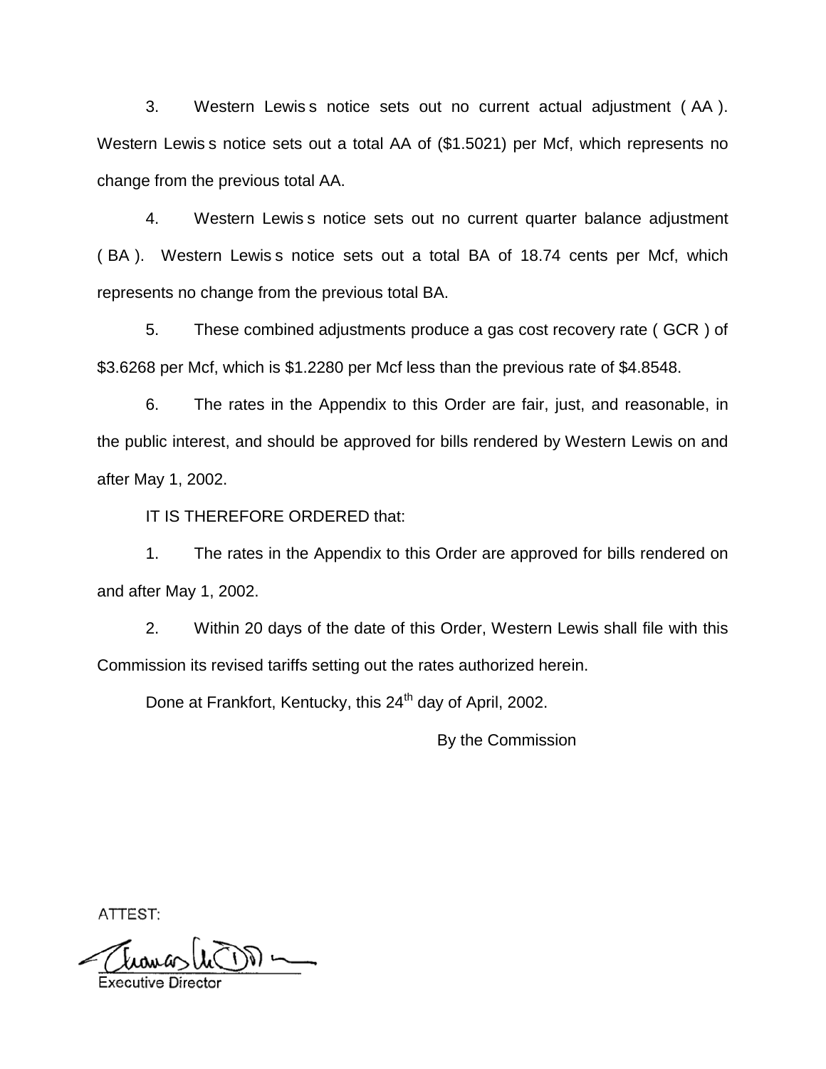3. Western Lewis s notice sets out no current actual adjustment ( AA ). Western Lewis s notice sets out a total AA of ($1.5021) per Mcf, which represents no change from the previous total AA.

4. Western Lewis s notice sets out no current quarter balance adjustment ( BA ). Western Lewis s notice sets out a total BA of 18.74 cents per Mcf, which represents no change from the previous total BA.

5. These combined adjustments produce a gas cost recovery rate ( GCR ) of $3.6268 per Mcf, which is $1.2280 per Mcf less than the previous rate of $4.8548.

6. The rates in the Appendix to this Order are fair, just, and reasonable, in the public interest, and should be approved for bills rendered by Western Lewis on and after May 1, 2002.

IT IS THEREFORE ORDERED that:

1. The rates in the Appendix to this Order are approved for bills rendered on and after May 1, 2002.

2. Within 20 days of the date of this Order, Western Lewis shall file with this Commission its revised tariffs setting out the rates authorized herein.

Done at Frankfort, Kentucky, this 24th day of April, 2002.

By the Commission

ATTEST:

Executive Director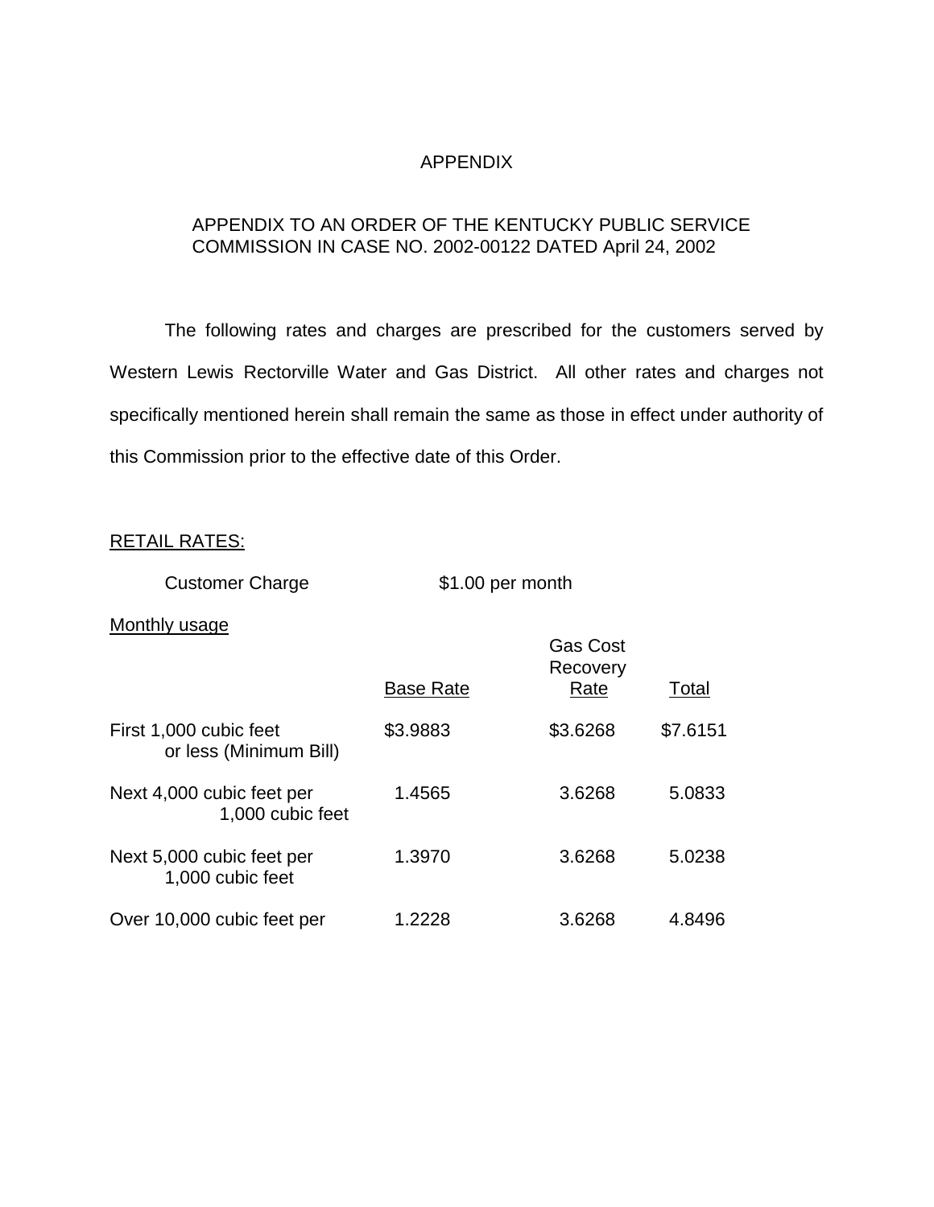APPENDIX

APPENDIX TO AN ORDER OF THE KENTUCKY PUBLIC SERVICE COMMISSION IN CASE NO. 2002-00122 DATED April 24, 2002

The following rates and charges are prescribed for the customers served by Western Lewis Rectorville Water and Gas District. All other rates and charges not specifically mentioned herein shall remain the same as those in effect under authority of this Commission prior to the effective date of this Order.

RETAIL RATES:

Customer Charge $1.00 per month

Monthly usage

| | Base Rate | Gas Cost Recovery Rate | Total |
|---|---|---|---|
| First 1,000 cubic feet or less (Minimum Bill) | $3.9883 | $3.6268 | $7.6151 |
| Next 4,000 cubic feet per 1,000 cubic feet | 1.4565 | 3.6268 | 5.0833 |
| Next 5,000 cubic feet per 1,000 cubic feet | 1.3970 | 3.6268 | 5.0238 |
| Over 10,000 cubic feet per | 1.2228 | 3.6268 | 4.8496 |